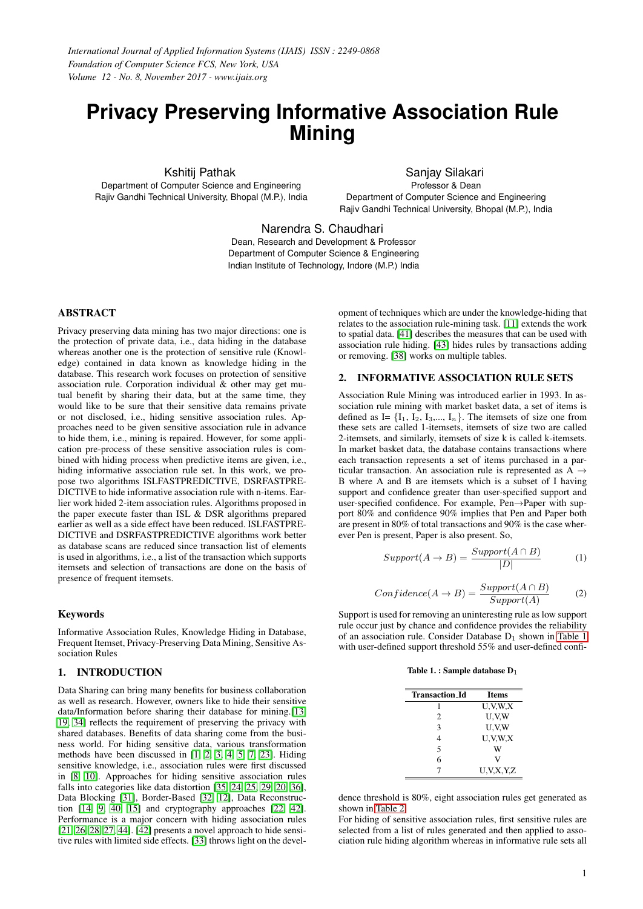# Privacy Preserving Informative Association Rule Mining

Kshitij Pathak
Department of Computer Science and Engineering
Rajiv Gandhi Technical University, Bhopal (M.P.), India

Sanjay Silakari
Professor & Dean
Department of Computer Science and Engineering
Rajiv Gandhi Technical University, Bhopal (M.P.), India

Narendra S. Chaudhari
Dean, Research and Development & Professor
Department of Computer Science & Engineering
Indian Institute of Technology, Indore (M.P.) India

## ABSTRACT

Privacy preserving data mining has two major directions: one is the protection of private data, i.e., data hiding in the database whereas another one is the protection of sensitive rule (Knowledge) contained in data known as knowledge hiding in the database. This research work focuses on protection of sensitive association rule. Corporation individual & other may get mutual benefit by sharing their data, but at the same time, they would like to be sure that their sensitive data remains private or not disclosed, i.e., hiding sensitive association rules. Approaches need to be given sensitive association rule in advance to hide them, i.e., mining is repaired. However, for some application pre-process of these sensitive association rules is combined with hiding process when predictive items are given, i.e., hiding informative association rule set. In this work, we propose two algorithms ISLFASTPREDICTIVE, DSRFASTPREDICTIVE to hide informative association rule with n-items. Earlier work hided 2-item association rules. Algorithms proposed in the paper execute faster than ISL & DSR algorithms prepared earlier as well as a side effect have been reduced. ISLFASTPREDICTIVE and DSRFASTPREDICTIVE algorithms work better as database scans are reduced since transaction list of elements is used in algorithms, i.e., a list of the transaction which supports itemsets and selection of transactions are done on the basis of presence of frequent itemsets.

### Keywords

Informative Association Rules, Knowledge Hiding in Database, Frequent Itemset, Privacy-Preserving Data Mining, Sensitive Association Rules

## 1. INTRODUCTION

Data Sharing can bring many benefits for business collaboration as well as research. However, owners like to hide their sensitive data/Information before sharing their database for mining.[13, 19, 34] reflects the requirement of preserving the privacy with shared databases. Benefits of data sharing come from the business world. For hiding sensitive data, various transformation methods have been discussed in [1, 2, 3, 4, 5, 7, 23]. Hiding sensitive knowledge, i.e., association rules were first discussed in [8, 10]. Approaches for hiding sensitive association rules falls into categories like data distortion [35, 24, 25, 29, 20, 36], Data Blocking [31], Border-Based [32, 12], Data Reconstruction [14, 9, 40, 15] and cryptography approaches [22, 42]. Performance is a major concern with hiding association rules [21, 26, 28, 27, 44]. [42] presents a novel approach to hide sensitive rules with limited side effects. [33] throws light on the development of techniques which are under the knowledge-hiding that relates to the association rule-mining task. [11] extends the work to spatial data. [41] describes the measures that can be used with association rule hiding. [43] hides rules by transactions adding or removing. [38] works on multiple tables.

## 2. INFORMATIVE ASSOCIATION RULE SETS

Association Rule Mining was introduced earlier in 1993. In association rule mining with market basket data, a set of items is defined as I= $\{I_1, I_2, I_3,..., I_n\}$. The itemsets of size one from these sets are called 1-itemsets, itemsets of size two are called 2-itemsets, and similarly, itemsets of size k is called k-itemsets. In market basket data, the database contains transactions where each transaction represents a set of items purchased in a particular transaction. An association rule is represented as $A \rightarrow B$ where A and B are itemsets which is a subset of I having support and confidence greater than user-specified support and user-specified confidence. For example, Pen→Paper with support 80% and confidence 90% implies that Pen and Paper both are present in 80% of total transactions and 90% is the case wherever Pen is present, Paper is also present. So,

$$Support(A \rightarrow B) = \frac{Support(A \cap B)}{|D|} \quad (1)$$

$$Confidence(A \rightarrow B) = \frac{Support(A \cap B)}{Support(A)} \quad (2)$$

Support is used for removing an uninteresting rule as low support rule occur just by chance and confidence provides the reliability of an association rule. Consider Database $D_1$ shown in Table 1 with user-defined support threshold 55% and user-defined confidence threshold is 80%, eight association rules get generated as shown in Table 2.

**Table 1. : Sample database $D_1$**

| Transaction_Id | Items |
|---|---|
| 1 | U,V,W,X |
| 2 | U,V,W |
| 3 | U,V,W |
| 4 | U,V,W,X |
| 5 | W |
| 6 | V |
| 7 | U,V,X,Y,Z |

For hiding of sensitive association rules, first sensitive rules are selected from a list of rules generated and then applied to association rule hiding algorithm whereas in informative rule sets all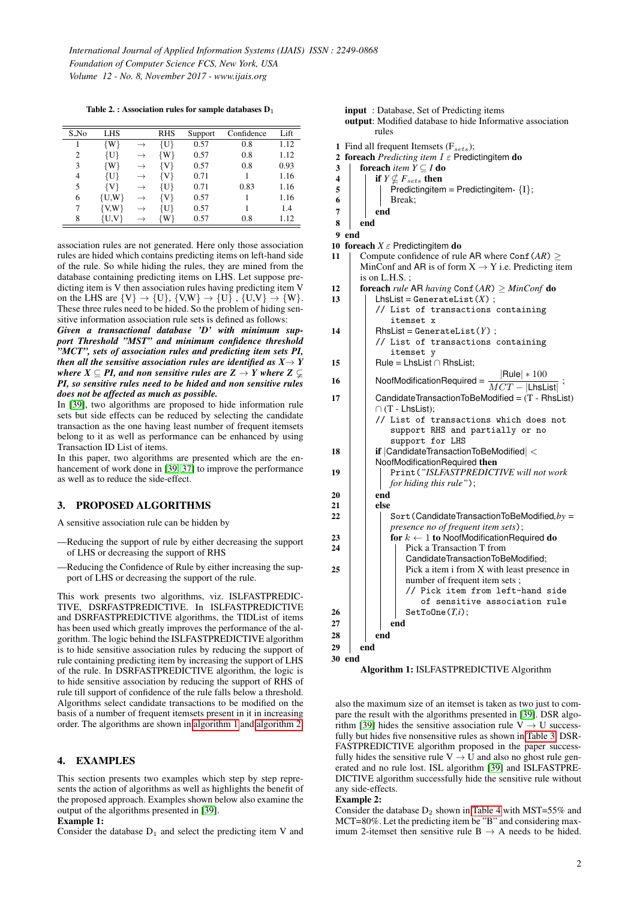Table 2. : Association rules for sample databases $D_1$

| S_No | LHS | | RHS | Support | Confidence | Lift |
|---|---|---|---|---|---|---|
| 1 | {W} | → | {U} | 0.57 | 0.8 | 1.12 |
| 2 | {U} | → | {W} | 0.57 | 0.8 | 1.12 |
| 3 | {W} | → | {V} | 0.57 | 0.8 | 0.93 |
| 4 | {U} | → | {V} | 0.71 | 1 | 1.16 |
| 5 | {V} | → | {U} | 0.71 | 0.83 | 1.16 |
| 6 | {U,W} | → | {V} | 0.57 | 1 | 1.16 |
| 7 | {V,W} | → | {U} | 0.57 | 1 | 1.4 |
| 8 | {U,V} | → | {W} | 0.57 | 0.8 | 1.12 |

association rules are not generated. Here only those association rules are hided which contains predicting items on left-hand side of the rule. So while hiding the rules, they are mined from the database containing predicting items on LHS. Let suppose predicting item is V then association rules having predicting item V on the LHS are {V} → {U}, {V,W} → {U} , {U,V} → {W}. These three rules need to be hided. So the problem of hiding sensitive information association rule sets is defined as follows:

***Given a transactional database 'D' with minimum support Threshold "MST" and minimum confidence threshold "MCT", sets of association rules and predicting item sets PI, then all the sensitive association rules are identified as X→ Y where X ⊆ PI, and non sensitive rules are Z → Y where Z ⊊ PI, so sensitive rules need to be hided and non sensitive rules does not be affected as much as possible.***

In [39], two algorithms are proposed to hide information rule sets but side effects can be reduced by selecting the candidate transaction as the one having least number of frequent itemsets belong to it as well as performance can be enhanced by using Transaction ID List of items.

In this paper, two algorithms are presented which are the enhancement of work done in [39, 37] to improve the performance as well as to reduce the side-effect.

## 3. PROPOSED ALGORITHMS

A sensitive association rule can be hidden by

—Reducing the support of rule by either decreasing the support of LHS or decreasing the support of RHS

—Reducing the Confidence of Rule by either increasing the support of LHS or decreasing the support of the rule.

This work presents two algorithms, viz. ISLFASTPREDICTIVE, DSRFASTPREDICTIVE. In ISLFASTPREDICTIVE and DSRFASTPREDICTIVE algorithms, the TIDList of items has been used which greatly improves the performance of the algorithm. The logic behind the ISLFASTPREDICTIVE algorithm is to hide sensitive association rules by reducing the support of rule containing predicting item by increasing the support of LHS of the rule. In DSRFASTPREDICTIVE algorithm, the logic is to hide sensitive association by reducing the support of RHS of rule till support of confidence of the rule falls below a threshold. Algorithms select candidate transactions to be modified on the basis of a number of frequent itemsets present in it in increasing order. The algorithms are shown in algorithm 1 and algorithm 2.

```
input  : Database, Set of Predicting items
output : Modified database to hide Informative association rules
1  Find all frequent Itemsets (F_sets);
2  foreach Predicting item I ε Predictingitem do
3      foreach item Y ⊆ I do
4          if Y ⊄ F_sets then
5              Predictingitem = Predictingitem- {I};
6              Break;
7          end
8      end
9  end
10 foreach X ε Predictingitem do
11     Compute confidence of rule AR where Conf(AR) ≥ MinConf and AR is of form X → Y i.e. Predicting item is on L.H.S. ;
12     foreach rule AR having Conf(AR) ≥ MinConf do
13         LhsList = GenerateList(X) ;
           // List of transactions containing itemset x
14         RhsList = GenerateList(Y) ;
           // List of transactions containing itemset y
15         Rule = LhsList ∩ RhsList;
16         NoofModificationRequired = (|Rule| * 100) / (MCT − |LhsList|) ;
17         CandidateTransactionToBeModified = (T - RhsList) ∩ (T - LhsList);
           // List of transactions which does not support RHS and partially or no support for LHS
18         if |CandidateTransactionToBeModified| < NoofModificationRequired then
19             Print("ISLFASTPREDICTIVE will not work for hiding this rule");
20         end
21         else
22             Sort(CandidateTransactionToBeModified, by = presence no of frequent item sets);
23             for k ← 1 to NoofModificationRequired do
24                 Pick a Transaction T from CandidateTransactionToBeModified;
25                 Pick a item i from X with least presence in number of frequent item sets ;
                   // Pick item from left-hand side of sensitive association rule
26                 SetToOne(T,i);
27             end
28         end
29     end
30 end
```

**Algorithm 1:** ISLFASTPREDICTIVE Algorithm

## 4. EXAMPLES

This section presents two examples which step by step represents the action of algorithms as well as highlights the benefit of the proposed approach. Examples shown below also examine the output of the algorithms presented in [39].

**Example 1:**

Consider the database $D_1$ and select the predicting item V and also the maximum size of an itemset is taken as two just to compare the result with the algorithms presented in [39]. DSR algorithm [39] hides the sensitive association rule V → U successfully but hides five nonsensitive rules as shown in Table 3. DSRFASTPREDICTIVE algorithm proposed in the paper successfully hides the sensitive rule V → U and also no ghost rule generated and no rule lost. ISL algorithm [39] and ISLFASTPREDICTIVE algorithm successfully hide the sensitive rule without any side-effects.

**Example 2:**

Consider the database $D_2$ shown in Table 4 with MST=55% and MCT=80%. Let the predicting item be "B" and considering maximum 2-itemset then sensitive rule B → A needs to be hided.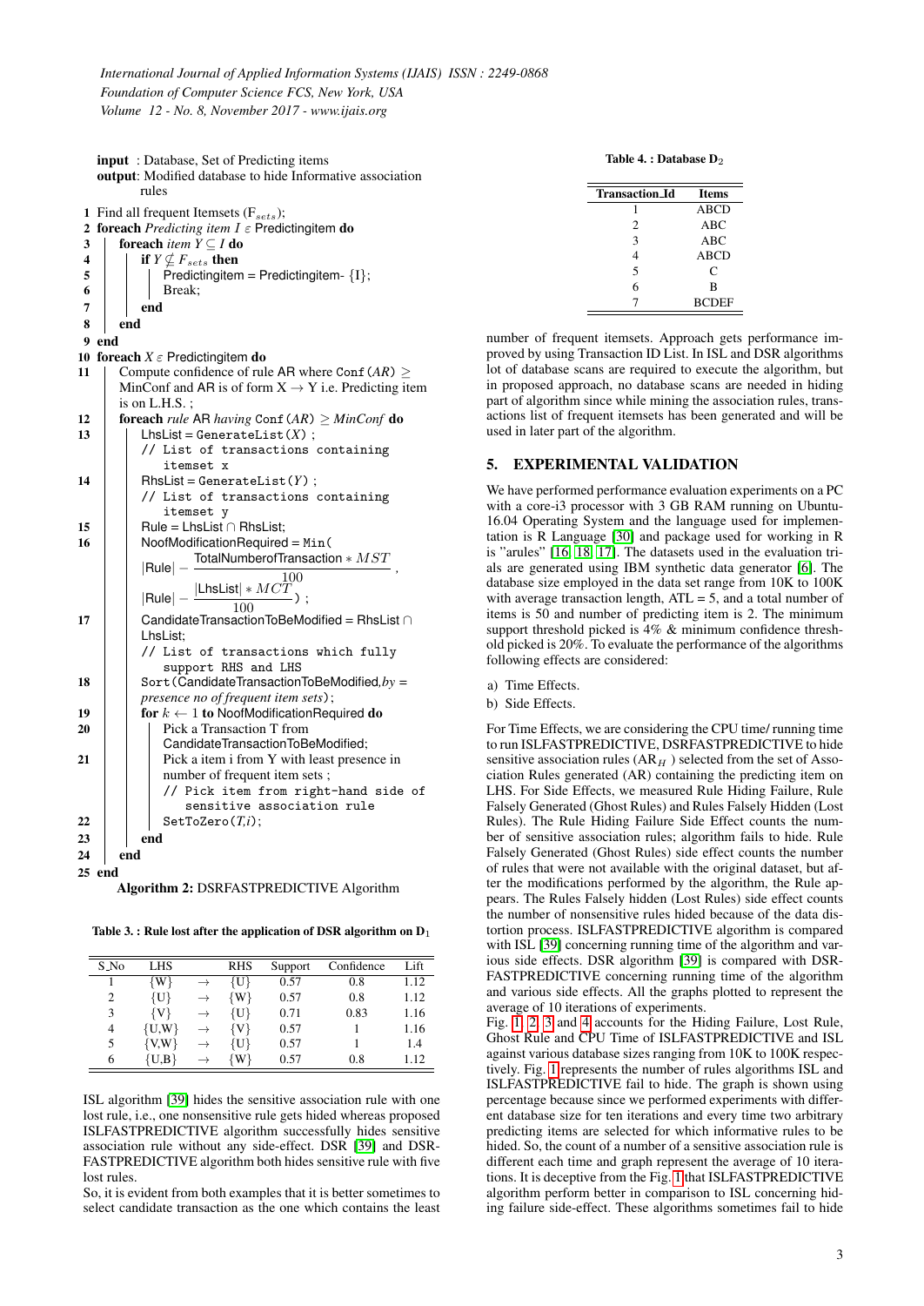**input** : Database, Set of Predicting items
**output**: Modified database to hide Informative association rules

```
1  Find all frequent Itemsets (F_sets);
2  foreach Predicting item I ε Predictingitem do
3      foreach item Y ⊆ I do
4          if Y ⊈ F_sets then
5              Predictingitem = Predictingitem- {I};
6              Break;
7          end
8      end
9  end
10 foreach X ε Predictingitem do
11     Compute confidence of rule AR where Conf(AR) ≥
       MinConf and AR is of form X → Y i.e. Predicting item
       is on L.H.S. ;
12     foreach rule AR having Conf(AR) ≥ MinConf do
13         LhsList = GenerateList(X) ;
           // List of transactions containing
              itemset x
14         RhsList = GenerateList(Y) ;
           // List of transactions containing
              itemset y
15         Rule = LhsList ∩ RhsList;
16         NoofModificationRequired = Min(
           |Rule| − (TotalNumberofTransaction * MST)/100 ,
           |Rule| − (|LhsList| * MCT)/100 ) ;
17         CandidateTransactionToBeModified = RhsList ∩
           LhsList;
           // List of transactions which fully
              support RHS and LHS
18         Sort(CandidateTransactionToBeModified, by =
           presence no of frequent item sets);
19         for k ← 1 to NoofModificationRequired do
20             Pick a Transaction T from
               CandidateTransactionToBeModified;
21             Pick a item i from Y with least presence in
               number of frequent item sets ;
               // Pick item from right-hand side of
                  sensitive association rule
22             SetToZero(T,i);
23         end
24     end
25 end
```

**Algorithm 2:** DSRFASTPREDICTIVE Algorithm

Table 3. : Rule lost after the application of DSR algorithm on $D_1$

| S_No | LHS | | RHS | Support | Confidence | Lift |
|---|---|---|---|---|---|---|
| 1 | {W} | → | {U} | 0.57 | 0.8 | 1.12 |
| 2 | {U} | → | {W} | 0.57 | 0.8 | 1.12 |
| 3 | {V} | → | {U} | 0.71 | 0.83 | 1.16 |
| 4 | {U,W} | → | {V} | 0.57 | 1 | 1.16 |
| 5 | {V,W} | → | {U} | 0.57 | 1 | 1.4 |
| 6 | {U,B} | → | {W} | 0.57 | 0.8 | 1.12 |

ISL algorithm [39] hides the sensitive association rule with one lost rule, i.e., one nonsensitive rule gets hided whereas proposed ISLFASTPREDICTIVE algorithm successfully hides sensitive association rule without any side-effect. DSR [39] and DSR-FASTPREDICTIVE algorithm both hides sensitive rule with five lost rules.

So, it is evident from both examples that it is better sometimes to select candidate transaction as the one which contains the least

Table 4. : Database $D_2$

| Transaction_Id | Items |
|---|---|
| 1 | ABCD |
| 2 | ABC |
| 3 | ABC |
| 4 | ABCD |
| 5 | C |
| 6 | B |
| 7 | BCDEF |

number of frequent itemsets. Approach gets performance improved by using Transaction ID List. In ISL and DSR algorithms lot of database scans are required to execute the algorithm, but in proposed approach, no database scans are needed in hiding part of algorithm since while mining the association rules, transactions list of frequent itemsets has been generated and will be used in later part of the algorithm.

## 5. EXPERIMENTAL VALIDATION

We have performed performance evaluation experiments on a PC with a core-i3 processor with 3 GB RAM running on Ubuntu-16.04 Operating System and the language used for implementation is R Language [30] and package used for working in R is "arules" [16, 18, 17]. The datasets used in the evaluation trials are generated using IBM synthetic data generator [6]. The database size employed in the data set range from 10K to 100K with average transaction length, ATL = 5, and a total number of items is 50 and number of predicting item is 2. The minimum support threshold picked is 4% & minimum confidence threshold picked is 20%. To evaluate the performance of the algorithms following effects are considered:

a) Time Effects.
b) Side Effects.

For Time Effects, we are considering the CPU time/ running time to run ISLFASTPREDICTIVE, DSRFASTPREDICTIVE to hide sensitive association rules ($AR_H$ ) selected from the set of Association Rules generated (AR) containing the predicting item on LHS. For Side Effects, we measured Rule Hiding Failure, Rule Falsely Generated (Ghost Rules) and Rules Falsely Hidden (Lost Rules). The Rule Hiding Failure Side Effect counts the number of sensitive association rules; algorithm fails to hide. Rule Falsely Generated (Ghost Rules) side effect counts the number of rules that were not available with the original dataset, but after the modifications performed by the algorithm, the Rule appears. The Rules Falsely hidden (Lost Rules) side effect counts the number of nonsensitive rules hided because of the data distortion process. ISLFASTPREDICTIVE algorithm is compared with ISL [39] concerning running time of the algorithm and various side effects. DSR algorithm [39] is compared with DSR-FASTPREDICTIVE concerning running time of the algorithm and various side effects. All the graphs plotted to represent the average of 10 iterations of experiments.

Fig. 1, 2, 3 and 4 accounts for the Hiding Failure, Lost Rule, Ghost Rule and CPU Time of ISLFASTPREDICTIVE and ISL against various database sizes ranging from 10K to 100K respectively. Fig. 1 represents the number of rules algorithms ISL and ISLFASTPREDICTIVE fail to hide. The graph is shown using percentage because since we performed experiments with different database size for ten iterations and every time two arbitrary predicting items are selected for which informative rules to be hided. So, the count of a number of a sensitive association rule is different each time and graph represent the average of 10 iterations. It is deceptive from the Fig. 1 that ISLFASTPREDICTIVE algorithm perform better in comparison to ISL concerning hiding failure side-effect. These algorithms sometimes fail to hide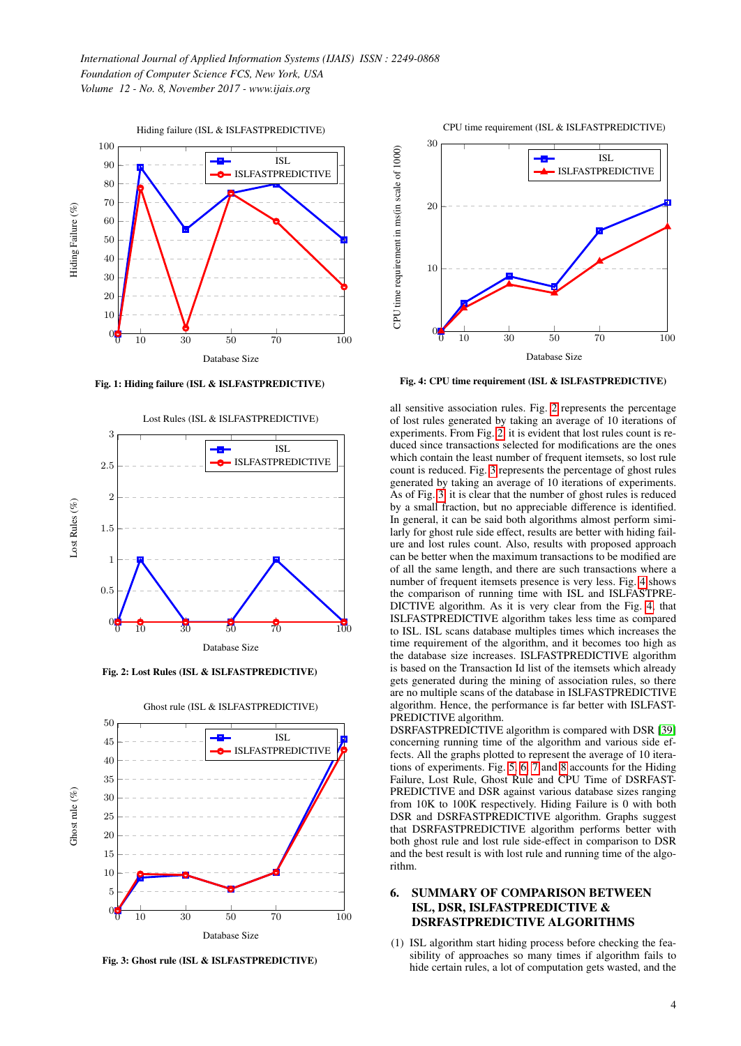Fig. 1: Hiding failure (ISL & ISLFASTPREDICTIVE)

Fig. 2: Lost Rules (ISL & ISLFASTPREDICTIVE)

Fig. 3: Ghost rule (ISL & ISLFASTPREDICTIVE)

Fig. 4: CPU time requirement (ISL & ISLFASTPREDICTIVE)

all sensitive association rules. Fig. 2 represents the percentage of lost rules generated by taking an average of 10 iterations of experiments. From Fig. 2 it is evident that lost rules count is reduced since transactions selected for modifications are the ones which contain the least number of frequent itemsets, so lost rule count is reduced. Fig. 3 represents the percentage of ghost rules generated by taking an average of 10 iterations of experiments. As of Fig. 3 it is clear that the number of ghost rules is reduced by a small fraction, but no appreciable difference is identified. In general, it can be said both algorithms almost perform similarly for ghost rule side effect, results are better with hiding failure and lost rules count. Also, results with proposed approach can be better when the maximum transactions to be modified are of all the same length, and there are such transactions where a number of frequent itemsets presence is very less. Fig. 4 shows the comparison of running time with ISL and ISLFASTPREDICTIVE algorithm. As it is very clear from the Fig. 4 that ISLFASTPREDICTIVE algorithm takes less time as compared to ISL. ISL scans database multiples times which increases the time requirement of the algorithm, and it becomes too high as the database size increases. ISLFASTPREDICTIVE algorithm is based on the Transaction Id list of the itemsets which already gets generated during the mining of association rules, so there are no multiple scans of the database in ISLFASTPREDICTIVE algorithm. Hence, the performance is far better with ISLFASTPREDICTIVE algorithm.

DSRFASTPREDICTIVE algorithm is compared with DSR [39] concerning running time of the algorithm and various side effects. All the graphs plotted to represent the average of 10 iterations of experiments. Fig. 5, 6, 7 and 8 accounts for the Hiding Failure, Lost Rule, Ghost Rule and CPU Time of DSRFASTPREDICTIVE and DSR against various database sizes ranging from 10K to 100K respectively. Hiding Failure is 0 with both DSR and DSRFASTPREDICTIVE algorithm. Graphs suggest that DSRFASTPREDICTIVE algorithm performs better with both ghost rule and lost rule side-effect in comparison to DSR and the best result is with lost rule and running time of the algorithm.

## 6. SUMMARY OF COMPARISON BETWEEN ISL, DSR, ISLFASTPREDICTIVE & DSRFASTPREDICTIVE ALGORITHMS

(1) ISL algorithm start hiding process before checking the feasibility of approaches so many times if algorithm fails to hide certain rules, a lot of computation gets wasted, and the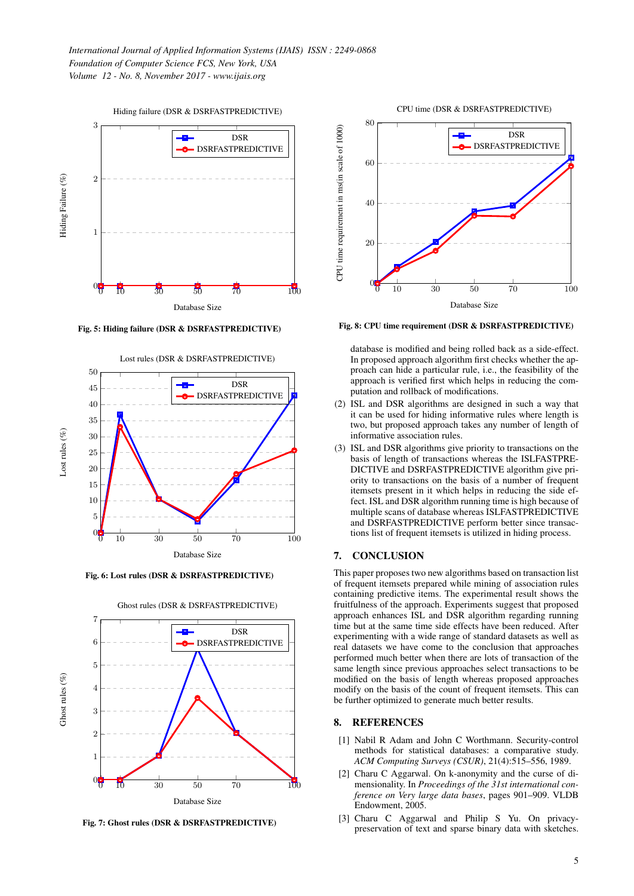Fig. 5: Hiding failure (DSR & DSRFASTPREDICTIVE)

Fig. 6: Lost rules (DSR & DSRFASTPREDICTIVE)

Fig. 7: Ghost rules (DSR & DSRFASTPREDICTIVE)

Fig. 8: CPU time requirement (DSR & DSRFASTPREDICTIVE)

database is modified and being rolled back as a side-effect. In proposed approach algorithm first checks whether the approach can hide a particular rule, i.e., the feasibility of the approach is verified first which helps in reducing the computation and rollback of modifications.

(2) ISL and DSR algorithms are designed in such a way that it can be used for hiding informative rules where length is two, but proposed approach takes any number of length of informative association rules.

(3) ISL and DSR algorithms give priority to transactions on the basis of length of transactions whereas the ISLFASTPREDICTIVE and DSRFASTPREDICTIVE algorithm give priority to transactions on the basis of a number of frequent itemsets present in it which helps in reducing the side effect. ISL and DSR algorithm running time is high because of multiple scans of database whereas ISLFASTPREDICTIVE and DSRFASTPREDICTIVE perform better since transactions list of frequent itemsets is utilized in hiding process.

## 7. CONCLUSION

This paper proposes two new algorithms based on transaction list of frequent itemsets prepared while mining of association rules containing predictive items. The experimental result shows the fruitfulness of the approach. Experiments suggest that proposed approach enhances ISL and DSR algorithm regarding running time but at the same time side effects have been reduced. After experimenting with a wide range of standard datasets as well as real datasets we have come to the conclusion that approaches performed much better when there are lots of transaction of the same length since previous approaches select transactions to be modified on the basis of length whereas proposed approaches modify on the basis of the count of frequent itemsets. This can be further optimized to generate much better results.

## 8. REFERENCES

[1] Nabil R Adam and John C Worthmann. Security-control methods for statistical databases: a comparative study. *ACM Computing Surveys (CSUR)*, 21(4):515–556, 1989.

[2] Charu C Aggarwal. On k-anonymity and the curse of dimensionality. In *Proceedings of the 31st international conference on Very large data bases*, pages 901–909. VLDB Endowment, 2005.

[3] Charu C Aggarwal and Philip S Yu. On privacy-preservation of text and sparse binary data with sketches.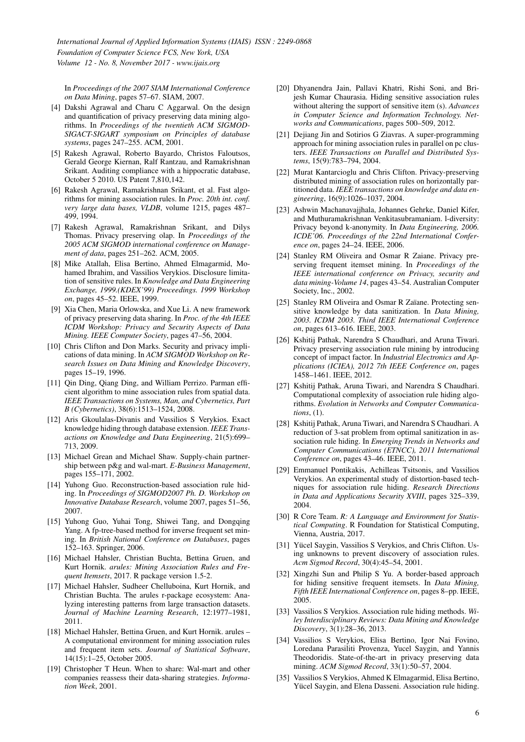In *Proceedings of the 2007 SIAM International Conference on Data Mining*, pages 57–67. SIAM, 2007.

[4] Dakshi Agrawal and Charu C Aggarwal. On the design and quantification of privacy preserving data mining algorithms. In *Proceedings of the twentieth ACM SIGMOD-SIGACT-SIGART symposium on Principles of database systems*, pages 247–255. ACM, 2001.

[5] Rakesh Agrawal, Roberto Bayardo, Christos Faloutsos, Gerald George Kiernan, Ralf Rantzau, and Ramakrishnan Srikant. Auditing compliance with a hippocratic database, October 5 2010. US Patent 7,810,142.

[6] Rakesh Agrawal, Ramakrishnan Srikant, et al. Fast algorithms for mining association rules. In *Proc. 20th int. conf. very large data bases, VLDB*, volume 1215, pages 487–499, 1994.

[7] Rakesh Agrawal, Ramakrishnan Srikant, and Dilys Thomas. Privacy preserving olap. In *Proceedings of the 2005 ACM SIGMOD international conference on Management of data*, pages 251–262. ACM, 2005.

[8] Mike Atallah, Elisa Bertino, Ahmed Elmagarmid, Mohamed Ibrahim, and Vassilios Verykios. Disclosure limitation of sensitive rules. In *Knowledge and Data Engineering Exchange, 1999.(KDEX'99) Proceedings. 1999 Workshop on*, pages 45–52. IEEE, 1999.

[9] Xia Chen, Maria Orlowska, and Xue Li. A new framework of privacy preserving data sharing. In *Proc. of the 4th IEEE ICDM Workshop: Privacy and Security Aspects of Data Mining. IEEE Computer Society*, pages 47–56, 2004.

[10] Chris Clifton and Don Marks. Security and privacy implications of data mining. In *ACM SIGMOD Workshop on Research Issues on Data Mining and Knowledge Discovery*, pages 15–19, 1996.

[11] Qin Ding, Qiang Ding, and William Perrizo. Parman efficient algorithm to mine association rules from spatial data. *IEEE Transactions on Systems, Man, and Cybernetics, Part B (Cybernetics)*, 38(6):1513–1524, 2008.

[12] Aris Gkoulalas-Divanis and Vassilios S Verykios. Exact knowledge hiding through database extension. *IEEE Transactions on Knowledge and Data Engineering*, 21(5):699–713, 2009.

[13] Michael Grean and Michael Shaw. Supply-chain partnership between p&g and wal-mart. *E-Business Management*, pages 155–171, 2002.

[14] Yuhong Guo. Reconstruction-based association rule hiding. In *Proceedings of SIGMOD2007 Ph. D. Workshop on Innovative Database Research*, volume 2007, pages 51–56, 2007.

[15] Yuhong Guo, Yuhai Tong, Shiwei Tang, and Dongqing Yang. A fp-tree-based method for inverse frequent set mining. In *British National Conference on Databases*, pages 152–163. Springer, 2006.

[16] Michael Hahsler, Christian Buchta, Bettina Gruen, and Kurt Hornik. *arules: Mining Association Rules and Frequent Itemsets*, 2017. R package version 1.5-2.

[17] Michael Hahsler, Sudheer Chelluboina, Kurt Hornik, and Christian Buchta. The arules r-package ecosystem: Analyzing interesting patterns from large transaction datasets. *Journal of Machine Learning Research*, 12:1977–1981, 2011.

[18] Michael Hahsler, Bettina Gruen, and Kurt Hornik. arules – A computational environment for mining association rules and frequent item sets. *Journal of Statistical Software*, 14(15):1–25, October 2005.

[19] Christopher T Heun. When to share: Wal-mart and other companies reassess their data-sharing strategies. *Information Week*, 2001.

[20] Dhyanendra Jain, Pallavi Khatri, Rishi Soni, and Brijesh Kumar Chaurasia. Hiding sensitive association rules without altering the support of sensitive item (s). *Advances in Computer Science and Information Technology. Networks and Communications*, pages 500–509, 2012.

[21] Dejiang Jin and Sotirios G Ziavras. A super-programming approach for mining association rules in parallel on pc clusters. *IEEE Transactions on Parallel and Distributed Systems*, 15(9):783–794, 2004.

[22] Murat Kantarcioglu and Chris Clifton. Privacy-preserving distributed mining of association rules on horizontally partitioned data. *IEEE transactions on knowledge and data engineering*, 16(9):1026–1037, 2004.

[23] Ashwin Machanavajjhala, Johannes Gehrke, Daniel Kifer, and Muthuramakrishnan Venkitasubramaniam. l-diversity: Privacy beyond k-anonymity. In *Data Engineering, 2006. ICDE'06. Proceedings of the 22nd International Conference on*, pages 24–24. IEEE, 2006.

[24] Stanley RM Oliveira and Osmar R Zaiane. Privacy preserving frequent itemset mining. In *Proceedings of the IEEE international conference on Privacy, security and data mining-Volume 14*, pages 43–54. Australian Computer Society, Inc., 2002.

[25] Stanley RM Oliveira and Osmar R Zaïane. Protecting sensitive knowledge by data sanitization. In *Data Mining, 2003. ICDM 2003. Third IEEE International Conference on*, pages 613–616. IEEE, 2003.

[26] Kshitij Pathak, Narendra S Chaudhari, and Aruna Tiwari. Privacy preserving association rule mining by introducing concept of impact factor. In *Industrial Electronics and Applications (ICIEA), 2012 7th IEEE Conference on*, pages 1458–1461. IEEE, 2012.

[27] Kshitij Pathak, Aruna Tiwari, and Narendra S Chaudhari. Computational complexity of association rule hiding algorithms. *Evolution in Networks and Computer Communications*, (1).

[28] Kshitij Pathak, Aruna Tiwari, and Narendra S Chaudhari. A reduction of 3-sat problem from optimal sanitization in association rule hiding. In *Emerging Trends in Networks and Computer Communications (ETNCC), 2011 International Conference on*, pages 43–46. IEEE, 2011.

[29] Emmanuel Pontikakis, Achilleas Tsitsonis, and Vassilios Verykios. An experimental study of distortion-based techniques for association rule hiding. *Research Directions in Data and Applications Security XVIII*, pages 325–339, 2004.

[30] R Core Team. *R: A Language and Environment for Statistical Computing*. R Foundation for Statistical Computing, Vienna, Austria, 2017.

[31] Yücel Saygin, Vassilios S Verykios, and Chris Clifton. Using unknowns to prevent discovery of association rules. *Acm Sigmod Record*, 30(4):45–54, 2001.

[32] Xingzhi Sun and Philip S Yu. A border-based approach for hiding sensitive frequent itemsets. In *Data Mining, Fifth IEEE International Conference on*, pages 8–pp. IEEE, 2005.

[33] Vassilios S Verykios. Association rule hiding methods. *Wiley Interdisciplinary Reviews: Data Mining and Knowledge Discovery*, 3(1):28–36, 2013.

[34] Vassilios S Verykios, Elisa Bertino, Igor Nai Fovino, Loredana Parasiliti Provenza, Yucel Saygin, and Yannis Theodoridis. State-of-the-art in privacy preserving data mining. *ACM Sigmod Record*, 33(1):50–57, 2004.

[35] Vassilios S Verykios, Ahmed K Elmagarmid, Elisa Bertino, Yücel Saygin, and Elena Dasseni. Association rule hiding.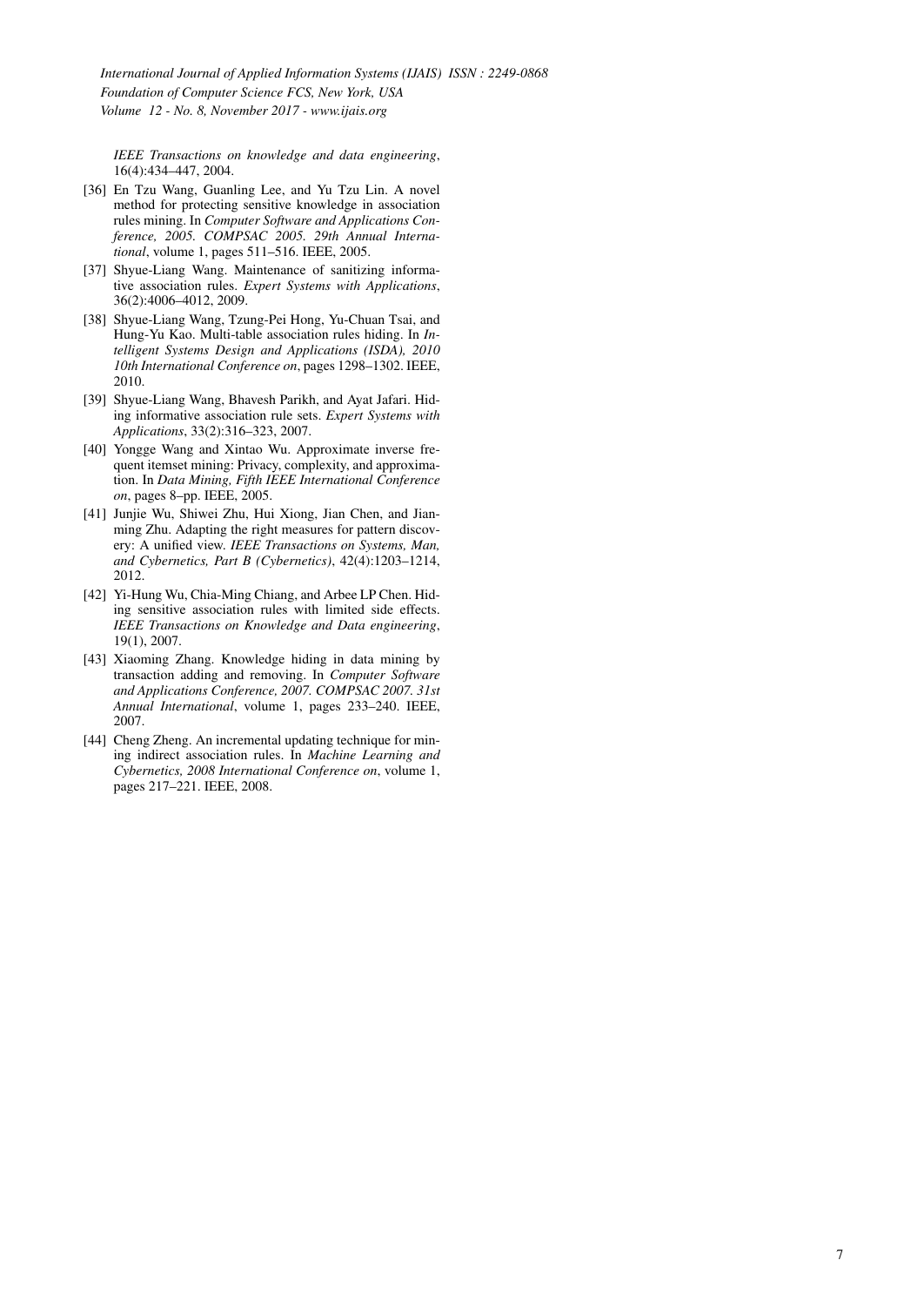*IEEE Transactions on knowledge and data engineering*, 16(4):434–447, 2004.

[36] En Tzu Wang, Guanling Lee, and Yu Tzu Lin. A novel method for protecting sensitive knowledge in association rules mining. In *Computer Software and Applications Conference, 2005. COMPSAC 2005. 29th Annual International*, volume 1, pages 511–516. IEEE, 2005.

[37] Shyue-Liang Wang. Maintenance of sanitizing informative association rules. *Expert Systems with Applications*, 36(2):4006–4012, 2009.

[38] Shyue-Liang Wang, Tzung-Pei Hong, Yu-Chuan Tsai, and Hung-Yu Kao. Multi-table association rules hiding. In *Intelligent Systems Design and Applications (ISDA), 2010 10th International Conference on*, pages 1298–1302. IEEE, 2010.

[39] Shyue-Liang Wang, Bhavesh Parikh, and Ayat Jafari. Hiding informative association rule sets. *Expert Systems with Applications*, 33(2):316–323, 2007.

[40] Yongge Wang and Xintao Wu. Approximate inverse frequent itemset mining: Privacy, complexity, and approximation. In *Data Mining, Fifth IEEE International Conference on*, pages 8–pp. IEEE, 2005.

[41] Junjie Wu, Shiwei Zhu, Hui Xiong, Jian Chen, and Jianming Zhu. Adapting the right measures for pattern discovery: A unified view. *IEEE Transactions on Systems, Man, and Cybernetics, Part B (Cybernetics)*, 42(4):1203–1214, 2012.

[42] Yi-Hung Wu, Chia-Ming Chiang, and Arbee LP Chen. Hiding sensitive association rules with limited side effects. *IEEE Transactions on Knowledge and Data engineering*, 19(1), 2007.

[43] Xiaoming Zhang. Knowledge hiding in data mining by transaction adding and removing. In *Computer Software and Applications Conference, 2007. COMPSAC 2007. 31st Annual International*, volume 1, pages 233–240. IEEE, 2007.

[44] Cheng Zheng. An incremental updating technique for mining indirect association rules. In *Machine Learning and Cybernetics, 2008 International Conference on*, volume 1, pages 217–221. IEEE, 2008.